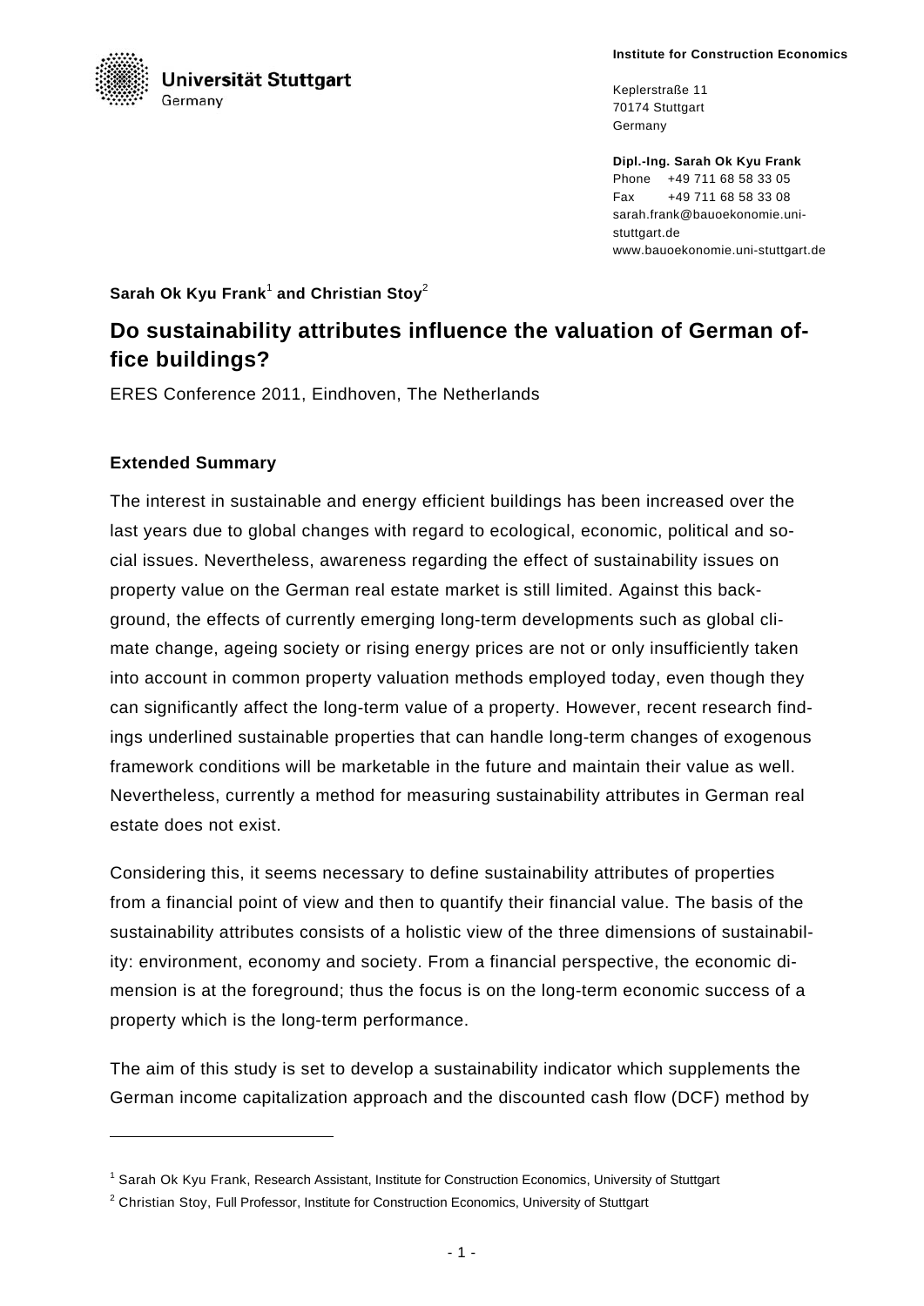Universität Stuttgart
Germany

**Institute for Construction Economics**

Keplerstraße 11
70174 Stuttgart
Germany

**Dipl.-Ing. Sarah Ok Kyu Frank**
Phone +49 711 68 58 33 05
Fax +49 711 68 58 33 08
sarah.frank@bauoekonomie.uni-stuttgart.de
www.bauoekonomie.uni-stuttgart.de

**Sarah Ok Kyu Frank**[1] **and Christian Stoy**[2]

# Do sustainability attributes influence the valuation of German office buildings?

ERES Conference 2011, Eindhoven, The Netherlands

## Extended Summary

The interest in sustainable and energy efficient buildings has been increased over the last years due to global changes with regard to ecological, economic, political and social issues. Nevertheless, awareness regarding the effect of sustainability issues on property value on the German real estate market is still limited. Against this background, the effects of currently emerging long-term developments such as global climate change, ageing society or rising energy prices are not or only insufficiently taken into account in common property valuation methods employed today, even though they can significantly affect the long-term value of a property. However, recent research findings underlined sustainable properties that can handle long-term changes of exogenous framework conditions will be marketable in the future and maintain their value as well. Nevertheless, currently a method for measuring sustainability attributes in German real estate does not exist.

Considering this, it seems necessary to define sustainability attributes of properties from a financial point of view and then to quantify their financial value. The basis of the sustainability attributes consists of a holistic view of the three dimensions of sustainability: environment, economy and society. From a financial perspective, the economic dimension is at the foreground; thus the focus is on the long-term economic success of a property which is the long-term performance.

The aim of this study is set to develop a sustainability indicator which supplements the German income capitalization approach and the discounted cash flow (DCF) method by

---

[1] Sarah Ok Kyu Frank, Research Assistant, Institute for Construction Economics, University of Stuttgart

[2] Christian Stoy, Full Professor, Institute for Construction Economics, University of Stuttgart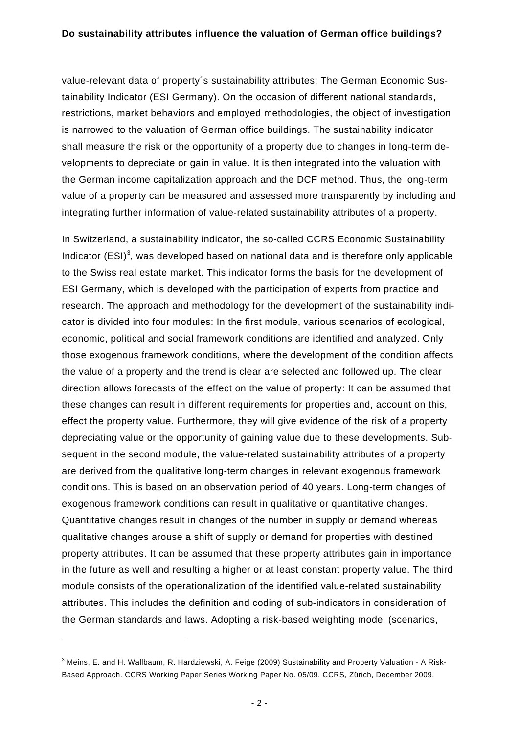value-relevant data of property´s sustainability attributes: The German Economic Sustainability Indicator (ESI Germany). On the occasion of different national standards, restrictions, market behaviors and employed methodologies, the object of investigation is narrowed to the valuation of German office buildings. The sustainability indicator shall measure the risk or the opportunity of a property due to changes in long-term developments to depreciate or gain in value. It is then integrated into the valuation with the German income capitalization approach and the DCF method. Thus, the long-term value of a property can be measured and assessed more transparently by including and integrating further information of value-related sustainability attributes of a property.

In Switzerland, a sustainability indicator, the so-called CCRS Economic Sustainability Indicator (ESI)[3], was developed based on national data and is therefore only applicable to the Swiss real estate market. This indicator forms the basis for the development of ESI Germany, which is developed with the participation of experts from practice and research. The approach and methodology for the development of the sustainability indicator is divided into four modules: In the first module, various scenarios of ecological, economic, political and social framework conditions are identified and analyzed. Only those exogenous framework conditions, where the development of the condition affects the value of a property and the trend is clear are selected and followed up. The clear direction allows forecasts of the effect on the value of property: It can be assumed that these changes can result in different requirements for properties and, account on this, effect the property value. Furthermore, they will give evidence of the risk of a property depreciating value or the opportunity of gaining value due to these developments. Subsequent in the second module, the value-related sustainability attributes of a property are derived from the qualitative long-term changes in relevant exogenous framework conditions. This is based on an observation period of 40 years. Long-term changes of exogenous framework conditions can result in qualitative or quantitative changes. Quantitative changes result in changes of the number in supply or demand whereas qualitative changes arouse a shift of supply or demand for properties with destined property attributes. It can be assumed that these property attributes gain in importance in the future as well and resulting a higher or at least constant property value. The third module consists of the operationalization of the identified value-related sustainability attributes. This includes the definition and coding of sub-indicators in consideration of the German standards and laws. Adopting a risk-based weighting model (scenarios,

[3] Meins, E. and H. Wallbaum, R. Hardziewski, A. Feige (2009) Sustainability and Property Valuation - A Risk-Based Approach. CCRS Working Paper Series Working Paper No. 05/09. CCRS, Zürich, December 2009.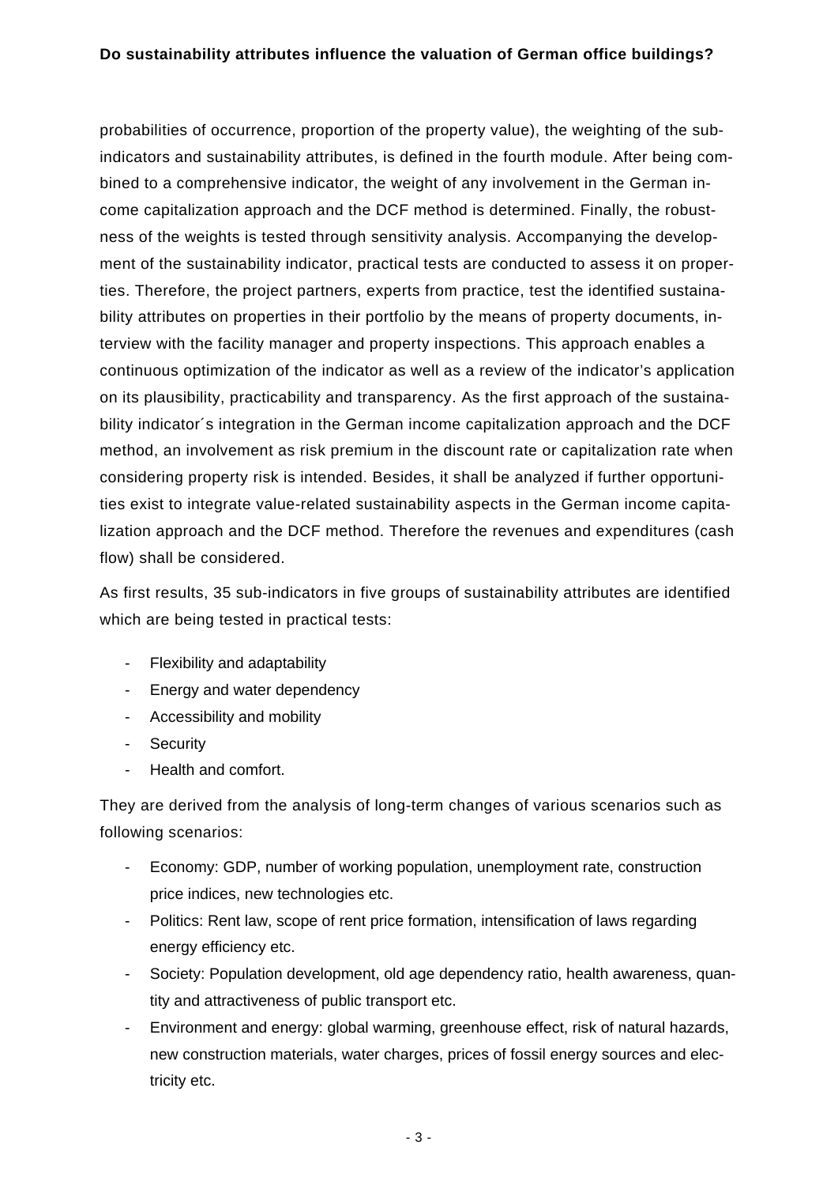probabilities of occurrence, proportion of the property value), the weighting of the sub-indicators and sustainability attributes, is defined in the fourth module. After being combined to a comprehensive indicator, the weight of any involvement in the German income capitalization approach and the DCF method is determined. Finally, the robustness of the weights is tested through sensitivity analysis. Accompanying the development of the sustainability indicator, practical tests are conducted to assess it on properties. Therefore, the project partners, experts from practice, test the identified sustainability attributes on properties in their portfolio by the means of property documents, interview with the facility manager and property inspections. This approach enables a continuous optimization of the indicator as well as a review of the indicator's application on its plausibility, practicability and transparency. As the first approach of the sustainability indicator´s integration in the German income capitalization approach and the DCF method, an involvement as risk premium in the discount rate or capitalization rate when considering property risk is intended. Besides, it shall be analyzed if further opportunities exist to integrate value-related sustainability aspects in the German income capitalization approach and the DCF method. Therefore the revenues and expenditures (cash flow) shall be considered.

As first results, 35 sub-indicators in five groups of sustainability attributes are identified which are being tested in practical tests:

- Flexibility and adaptability
- Energy and water dependency
- Accessibility and mobility
- Security
- Health and comfort.

They are derived from the analysis of long-term changes of various scenarios such as following scenarios:

- Economy: GDP, number of working population, unemployment rate, construction price indices, new technologies etc.
- Politics: Rent law, scope of rent price formation, intensification of laws regarding energy efficiency etc.
- Society: Population development, old age dependency ratio, health awareness, quantity and attractiveness of public transport etc.
- Environment and energy: global warming, greenhouse effect, risk of natural hazards, new construction materials, water charges, prices of fossil energy sources and electricity etc.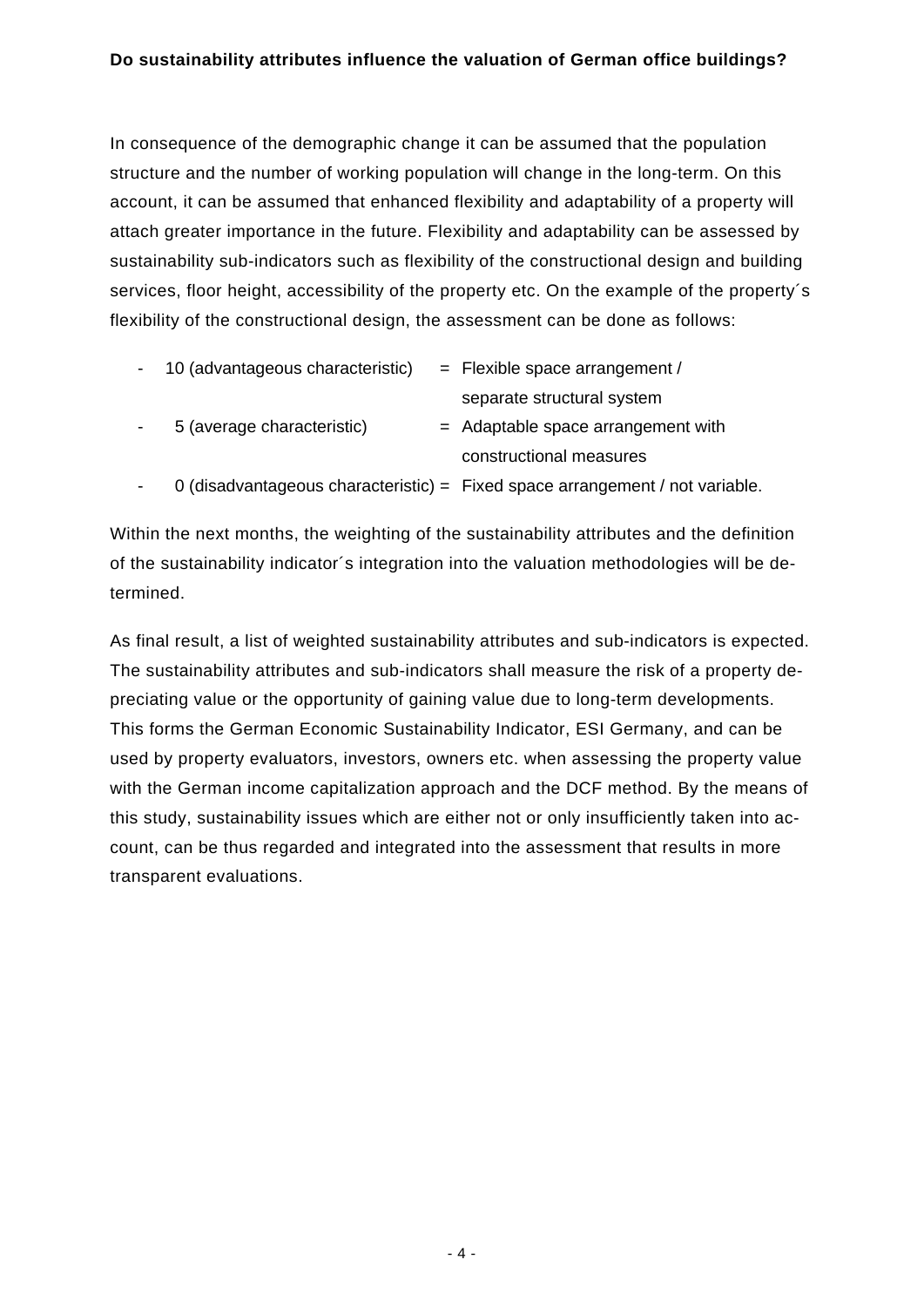In consequence of the demographic change it can be assumed that the population structure and the number of working population will change in the long-term. On this account, it can be assumed that enhanced flexibility and adaptability of a property will attach greater importance in the future. Flexibility and adaptability can be assessed by sustainability sub-indicators such as flexibility of the constructional design and building services, floor height, accessibility of the property etc. On the example of the property´s flexibility of the constructional design, the assessment can be done as follows:

- 10 (advantageous characteristic) = Flexible space arrangement / separate structural system
- 5 (average characteristic) = Adaptable space arrangement with constructional measures
- 0 (disadvantageous characteristic) = Fixed space arrangement / not variable.

Within the next months, the weighting of the sustainability attributes and the definition of the sustainability indicator´s integration into the valuation methodologies will be determined.

As final result, a list of weighted sustainability attributes and sub-indicators is expected. The sustainability attributes and sub-indicators shall measure the risk of a property depreciating value or the opportunity of gaining value due to long-term developments. This forms the German Economic Sustainability Indicator, ESI Germany, and can be used by property evaluators, investors, owners etc. when assessing the property value with the German income capitalization approach and the DCF method. By the means of this study, sustainability issues which are either not or only insufficiently taken into account, can be thus regarded and integrated into the assessment that results in more transparent evaluations.